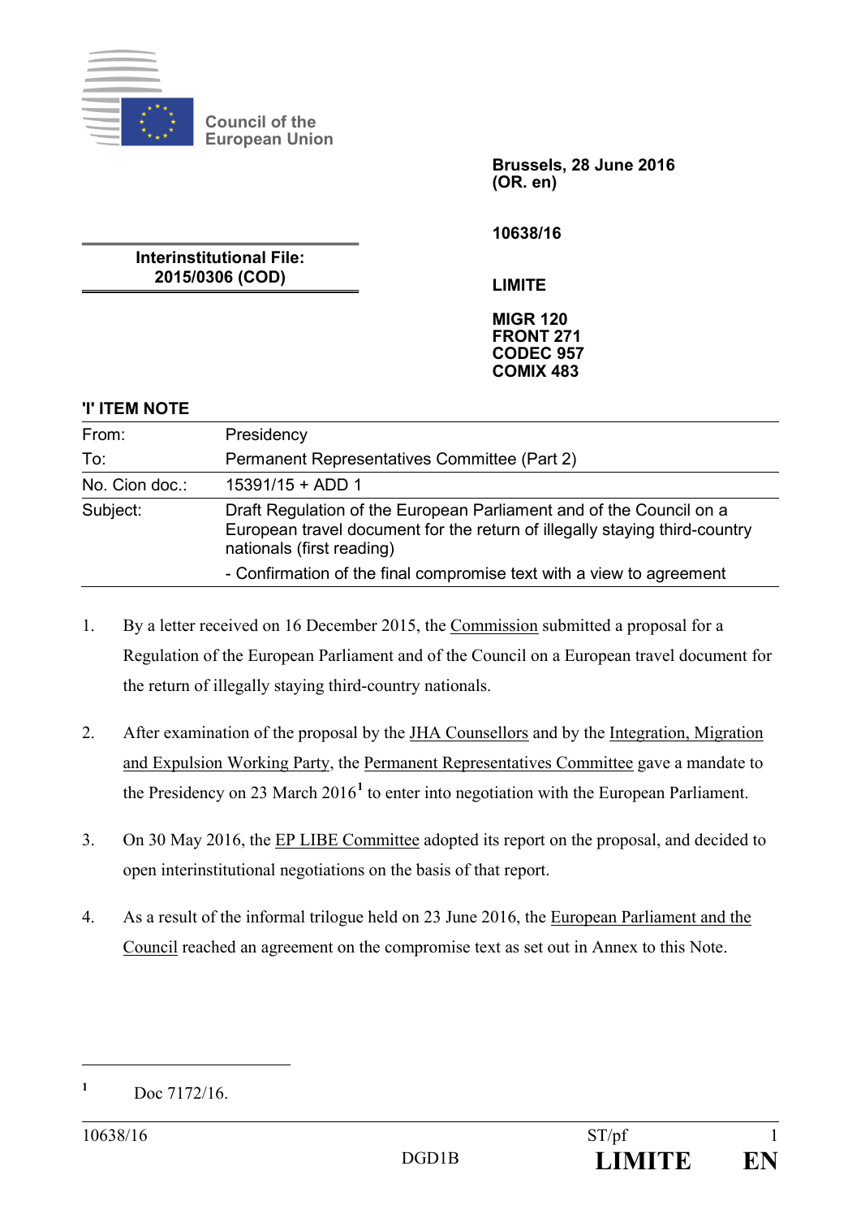Council of the European Union

**Brussels, 28 June 2016**
**(OR. en)**

**10638/16**

**Interinstitutional File:**
**2015/0306 (COD)**

**LIMITE**

**MIGR 120**
**FRONT 271**
**CODEC 957**
**COMIX 483**

## 'I' ITEM NOTE

| | |
|---|---|
| From: | Presidency |
| To: | Permanent Representatives Committee (Part 2) |
| No. Cion doc.: | 15391/15 + ADD 1 |
| Subject: | Draft Regulation of the European Parliament and of the Council on a European travel document for the return of illegally staying third-country nationals (first reading)<br>- Confirmation of the final compromise text with a view to agreement |

1. By a letter received on 16 December 2015, the Commission submitted a proposal for a Regulation of the European Parliament and of the Council on a European travel document for the return of illegally staying third-country nationals.

2. After examination of the proposal by the JHA Counsellors and by the Integration, Migration and Expulsion Working Party, the Permanent Representatives Committee gave a mandate to the Presidency on 23 March 2016[1] to enter into negotiation with the European Parliament.

3. On 30 May 2016, the EP LIBE Committee adopted its report on the proposal, and decided to open interinstitutional negotiations on the basis of that report.

4. As a result of the informal trilogue held on 23 June 2016, the European Parliament and the Council reached an agreement on the compromise text as set out in Annex to this Note.

[1] Doc 7172/16.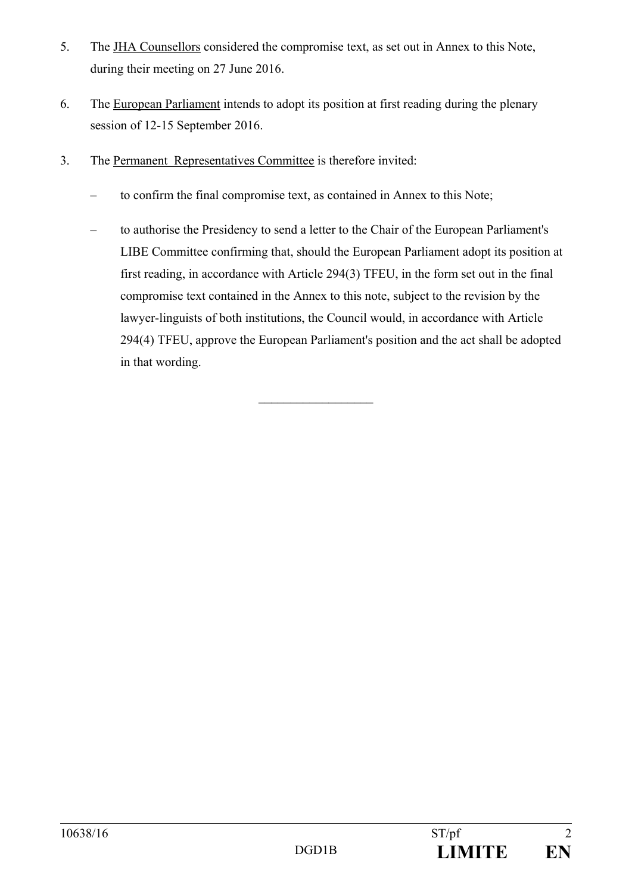5. The JHA Counsellors considered the compromise text, as set out in Annex to this Note, during their meeting on 27 June 2016.

6. The European Parliament intends to adopt its position at first reading during the plenary session of 12-15 September 2016.

3. The Permanent Representatives Committee is therefore invited:

   – to confirm the final compromise text, as contained in Annex to this Note;

   – to authorise the Presidency to send a letter to the Chair of the European Parliament's LIBE Committee confirming that, should the European Parliament adopt its position at first reading, in accordance with Article 294(3) TFEU, in the form set out in the final compromise text contained in the Annex to this note, subject to the revision by the lawyer-linguists of both institutions, the Council would, in accordance with Article 294(4) TFEU, approve the European Parliament's position and the act shall be adopted in that wording.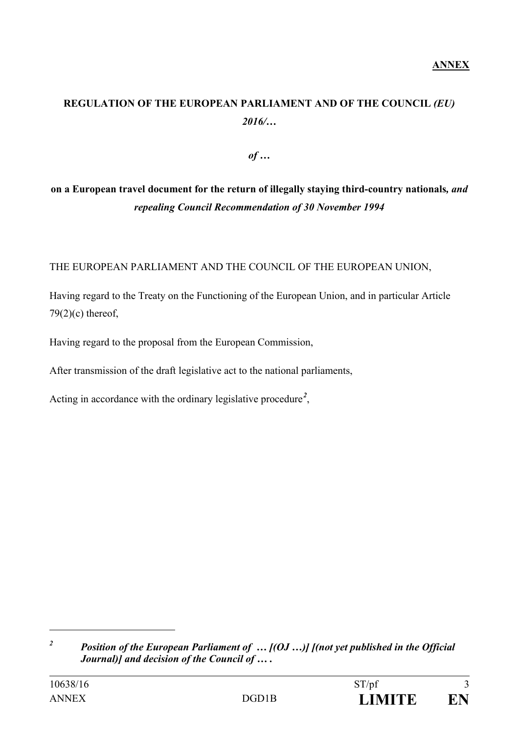**ANNEX**

# REGULATION OF THE EUROPEAN PARLIAMENT AND OF THE COUNCIL *(EU) 2016/…*

***of …***

**on a European travel document for the return of illegally staying third-country nationals*, and repealing Council Recommendation of 30 November 1994***

THE EUROPEAN PARLIAMENT AND THE COUNCIL OF THE EUROPEAN UNION,

Having regard to the Treaty on the Functioning of the European Union, and in particular Article 79(2)(c) thereof,

Having regard to the proposal from the European Commission,

After transmission of the draft legislative act to the national parliaments,

Acting in accordance with the ordinary legislative procedure[2],

---

[2] ***Position of the European Parliament of … [(OJ …)] [(not yet published in the Official Journal)] and decision of the Council of … .***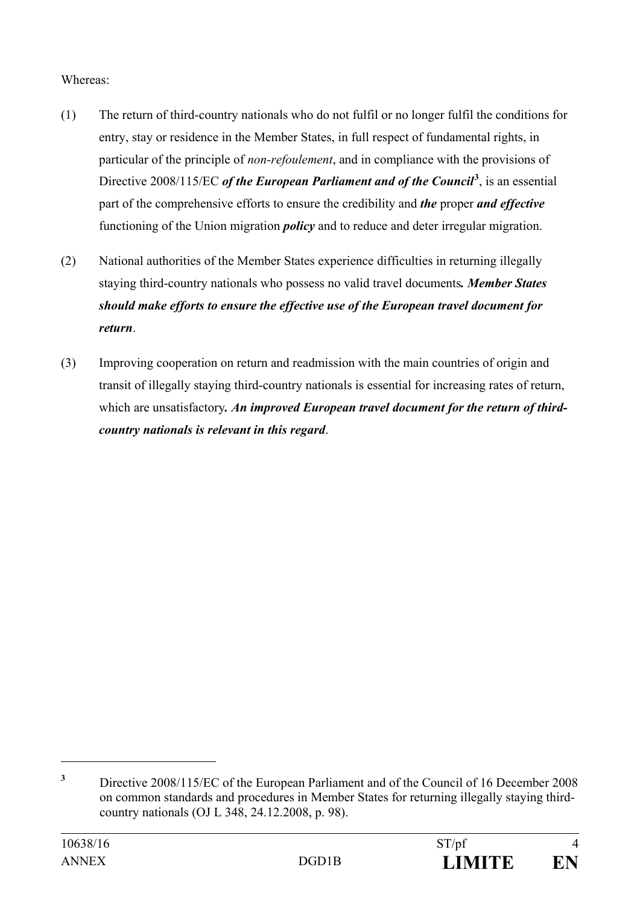Whereas:

(1) The return of third-country nationals who do not fulfil or no longer fulfil the conditions for entry, stay or residence in the Member States, in full respect of fundamental rights, in particular of the principle of *non-refoulement*, and in compliance with the provisions of Directive 2008/115/EC ***of the European Parliament and of the Council***[3], is an essential part of the comprehensive efforts to ensure the credibility and ***the*** proper ***and effective*** functioning of the Union migration ***policy*** and to reduce and deter irregular migration.

(2) National authorities of the Member States experience difficulties in returning illegally staying third-country nationals who possess no valid travel documents***. Member States should make efforts to ensure the effective use of the European travel document for return***.

(3) Improving cooperation on return and readmission with the main countries of origin and transit of illegally staying third-country nationals is essential for increasing rates of return, which are unsatisfactory***. An improved European travel document for the return of third-country nationals is relevant in this regard***.

---

[3] Directive 2008/115/EC of the European Parliament and of the Council of 16 December 2008 on common standards and procedures in Member States for returning illegally staying third-country nationals (OJ L 348, 24.12.2008, p. 98).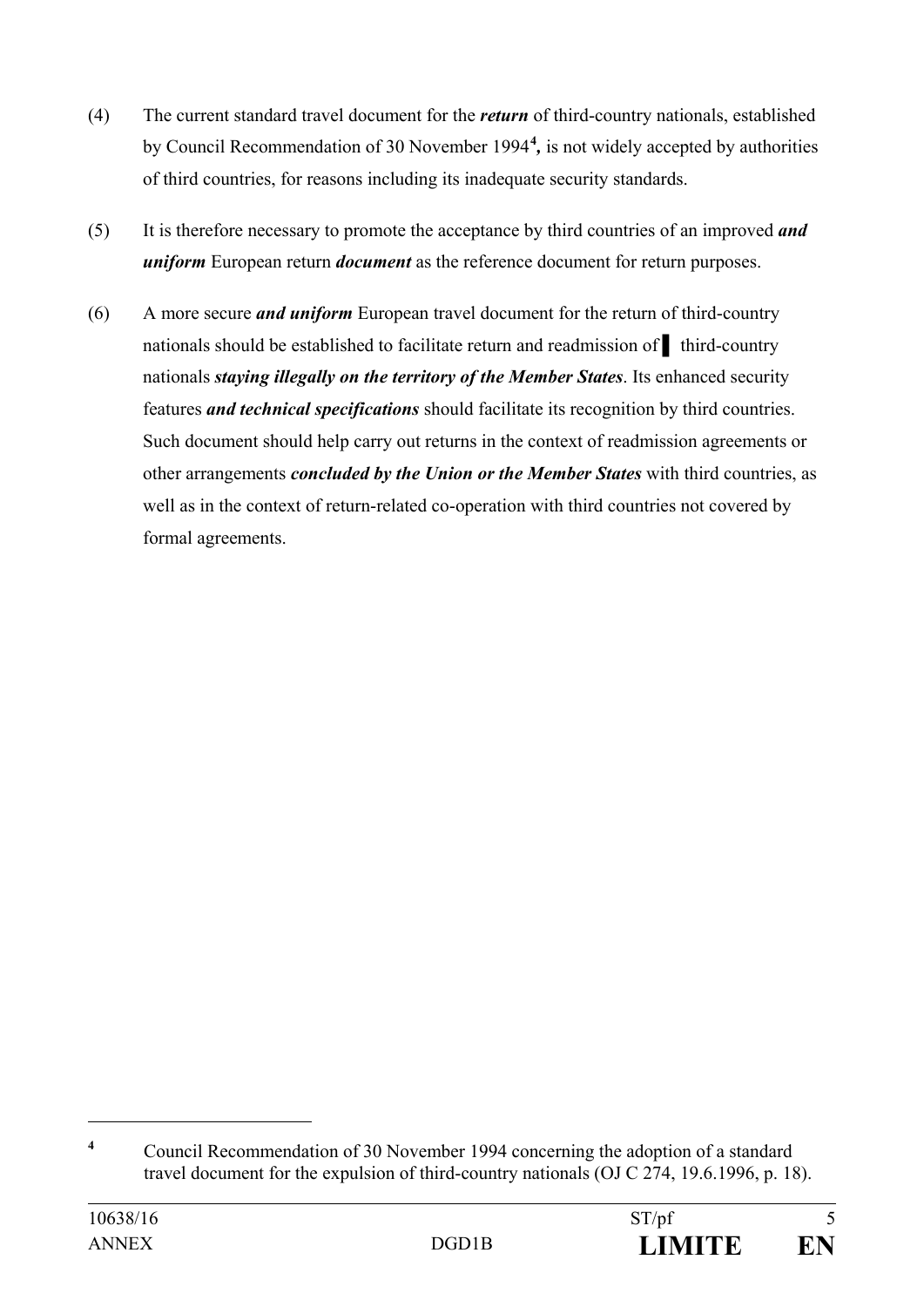(4) The current standard travel document for the ***return*** of third-country nationals, established by Council Recommendation of 30 November 1994[4]**,** is not widely accepted by authorities of third countries, for reasons including its inadequate security standards.

(5) It is therefore necessary to promote the acceptance by third countries of an improved ***and uniform*** European return ***document*** as the reference document for return purposes.

(6) A more secure ***and uniform*** European travel document for the return of third-country nationals should be established to facilitate return and readmission of ▌ third-country nationals ***staying illegally on the territory of the Member States***. Its enhanced security features ***and technical specifications*** should facilitate its recognition by third countries. Such document should help carry out returns in the context of readmission agreements or other arrangements ***concluded by the Union or the Member States*** with third countries, as well as in the context of return-related co-operation with third countries not covered by formal agreements.

---

[4] Council Recommendation of 30 November 1994 concerning the adoption of a standard travel document for the expulsion of third-country nationals (OJ C 274, 19.6.1996, p. 18).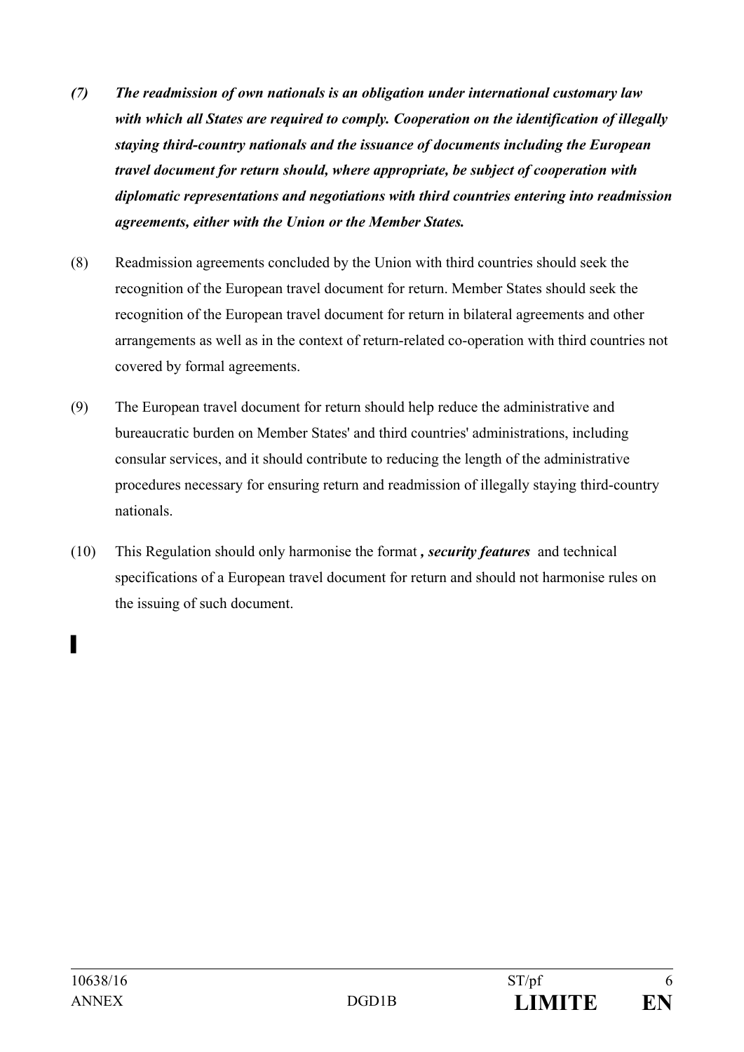***(7) The readmission of own nationals is an obligation under international customary law with which all States are required to comply. Cooperation on the identification of illegally staying third-country nationals and the issuance of documents including the European travel document for return should, where appropriate, be subject of cooperation with diplomatic representations and negotiations with third countries entering into readmission agreements, either with the Union or the Member States.***

(8) Readmission agreements concluded by the Union with third countries should seek the recognition of the European travel document for return. Member States should seek the recognition of the European travel document for return in bilateral agreements and other arrangements as well as in the context of return-related co-operation with third countries not covered by formal agreements.

(9) The European travel document for return should help reduce the administrative and bureaucratic burden on Member States' and third countries' administrations, including consular services, and it should contribute to reducing the length of the administrative procedures necessary for ensuring return and readmission of illegally staying third-country nationals.

(10) This Regulation should only harmonise the format ***, security features*** and technical specifications of a European travel document for return and should not harmonise rules on the issuing of such document.

▌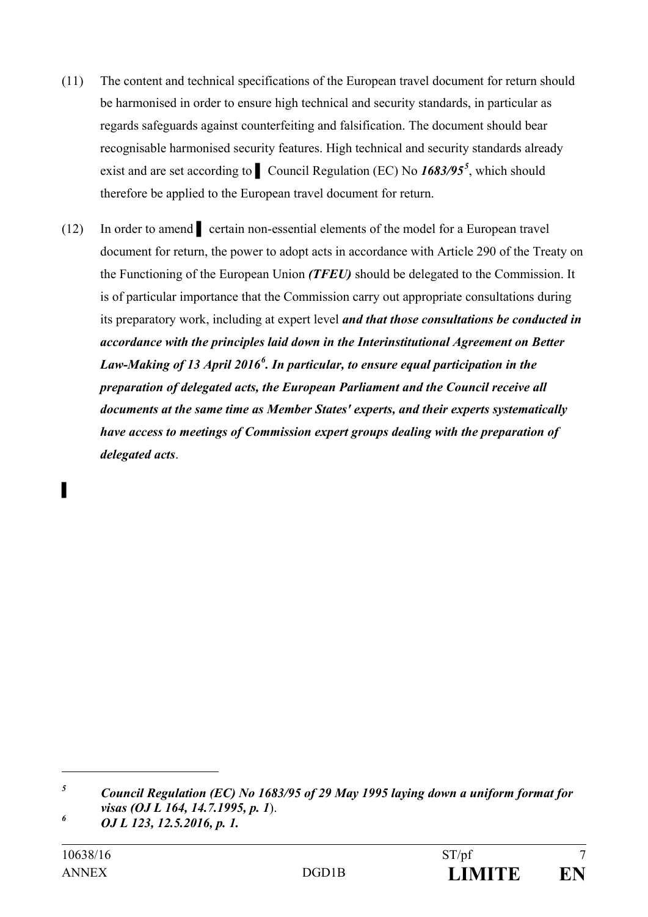(11) The content and technical specifications of the European travel document for return should be harmonised in order to ensure high technical and security standards, in particular as regards safeguards against counterfeiting and falsification. The document should bear recognisable harmonised security features. High technical and security standards already exist and are set according to ▌ Council Regulation (EC) No ***1683/95***[5], which should therefore be applied to the European travel document for return.

(12) In order to amend ▌ certain non-essential elements of the model for a European travel document for return, the power to adopt acts in accordance with Article 290 of the Treaty on the Functioning of the European Union ***(TFEU)*** should be delegated to the Commission. It is of particular importance that the Commission carry out appropriate consultations during its preparatory work, including at expert level ***and that those consultations be conducted in accordance with the principles laid down in the Interinstitutional Agreement on Better Law-Making of 13 April 2016***[6]***. In particular, to ensure equal participation in the preparation of delegated acts, the European Parliament and the Council receive all documents at the same time as Member States' experts, and their experts systematically have access to meetings of Commission expert groups dealing with the preparation of delegated acts***.

▌

---

[5] ***Council Regulation (EC) No 1683/95 of 29 May 1995 laying down a uniform format for visas (OJ L 164, 14.7.1995, p. 1***).

[6] ***OJ L 123, 12.5.2016, p. 1.***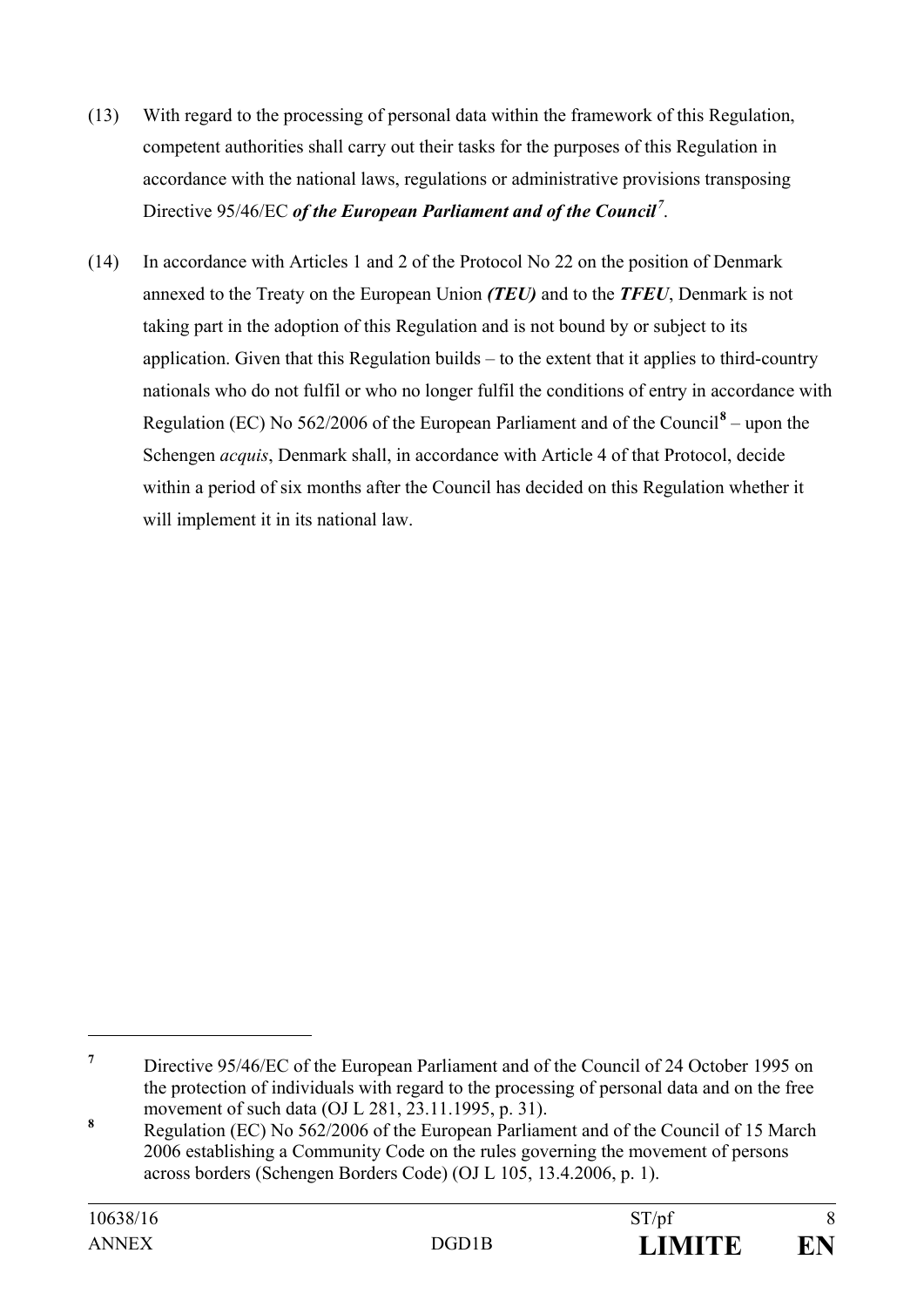(13) With regard to the processing of personal data within the framework of this Regulation, competent authorities shall carry out their tasks for the purposes of this Regulation in accordance with the national laws, regulations or administrative provisions transposing Directive 95/46/EC ***of the European Parliament and of the Council***[7].

(14) In accordance with Articles 1 and 2 of the Protocol No 22 on the position of Denmark annexed to the Treaty on the European Union ***(TEU)*** and to the ***TFEU***, Denmark is not taking part in the adoption of this Regulation and is not bound by or subject to its application. Given that this Regulation builds – to the extent that it applies to third-country nationals who do not fulfil or who no longer fulfil the conditions of entry in accordance with Regulation (EC) No 562/2006 of the European Parliament and of the Council[8] – upon the Schengen *acquis*, Denmark shall, in accordance with Article 4 of that Protocol, decide within a period of six months after the Council has decided on this Regulation whether it will implement it in its national law.

---

[7] Directive 95/46/EC of the European Parliament and of the Council of 24 October 1995 on the protection of individuals with regard to the processing of personal data and on the free movement of such data (OJ L 281, 23.11.1995, p. 31).

[8] Regulation (EC) No 562/2006 of the European Parliament and of the Council of 15 March 2006 establishing a Community Code on the rules governing the movement of persons across borders (Schengen Borders Code) (OJ L 105, 13.4.2006, p. 1).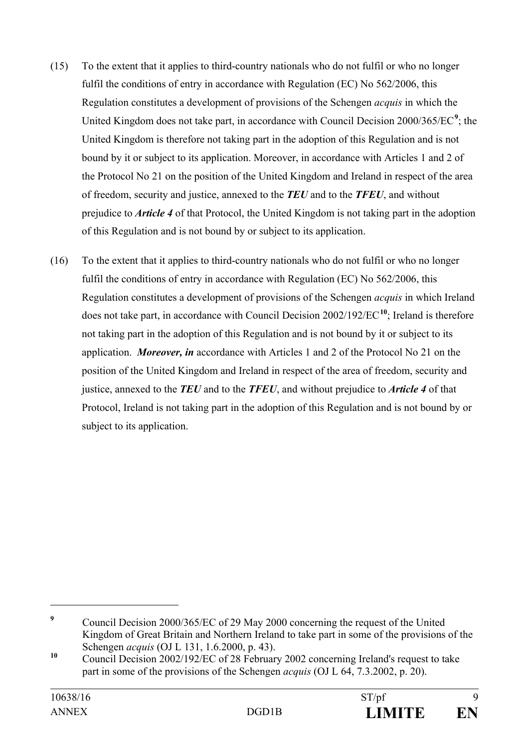(15) To the extent that it applies to third-country nationals who do not fulfil or who no longer fulfil the conditions of entry in accordance with Regulation (EC) No 562/2006, this Regulation constitutes a development of provisions of the Schengen *acquis* in which the United Kingdom does not take part, in accordance with Council Decision 2000/365/EC[9]; the United Kingdom is therefore not taking part in the adoption of this Regulation and is not bound by it or subject to its application. Moreover, in accordance with Articles 1 and 2 of the Protocol No 21 on the position of the United Kingdom and Ireland in respect of the area of freedom, security and justice, annexed to the ***TEU*** and to the ***TFEU***, and without prejudice to ***Article 4*** of that Protocol, the United Kingdom is not taking part in the adoption of this Regulation and is not bound by or subject to its application.

(16) To the extent that it applies to third-country nationals who do not fulfil or who no longer fulfil the conditions of entry in accordance with Regulation (EC) No 562/2006, this Regulation constitutes a development of provisions of the Schengen *acquis* in which Ireland does not take part, in accordance with Council Decision 2002/192/EC[10]; Ireland is therefore not taking part in the adoption of this Regulation and is not bound by it or subject to its application. ***Moreover, in*** accordance with Articles 1 and 2 of the Protocol No 21 on the position of the United Kingdom and Ireland in respect of the area of freedom, security and justice, annexed to the ***TEU*** and to the ***TFEU***, and without prejudice to ***Article 4*** of that Protocol, Ireland is not taking part in the adoption of this Regulation and is not bound by or subject to its application.

---

[9] Council Decision 2000/365/EC of 29 May 2000 concerning the request of the United Kingdom of Great Britain and Northern Ireland to take part in some of the provisions of the Schengen *acquis* (OJ L 131, 1.6.2000, p. 43).

[10] Council Decision 2002/192/EC of 28 February 2002 concerning Ireland's request to take part in some of the provisions of the Schengen *acquis* (OJ L 64, 7.3.2002, p. 20).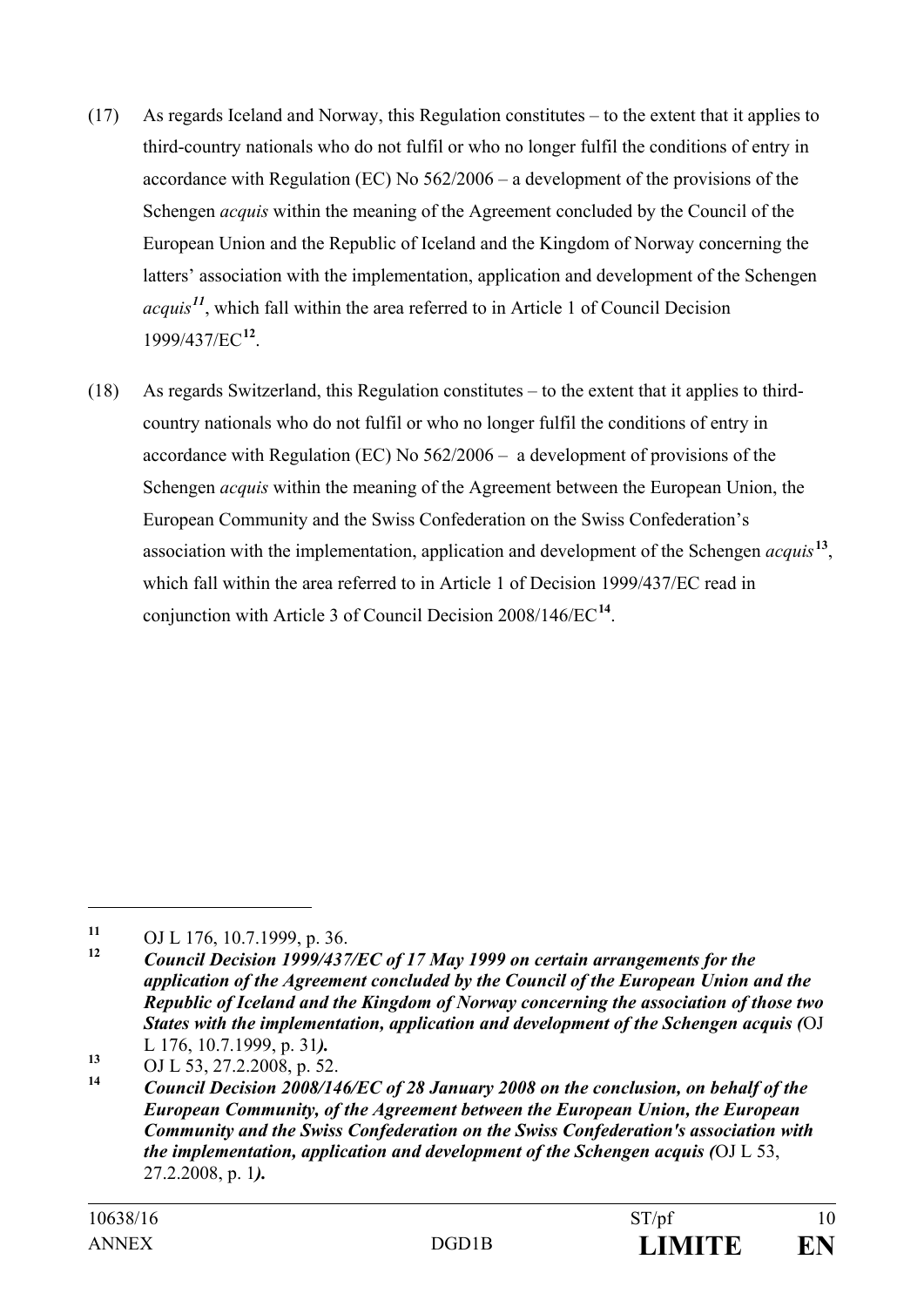(17) As regards Iceland and Norway, this Regulation constitutes – to the extent that it applies to third-country nationals who do not fulfil or who no longer fulfil the conditions of entry in accordance with Regulation (EC) No 562/2006 – a development of the provisions of the Schengen *acquis* within the meaning of the Agreement concluded by the Council of the European Union and the Republic of Iceland and the Kingdom of Norway concerning the latters' association with the implementation, application and development of the Schengen *acquis*[11], which fall within the area referred to in Article 1 of Council Decision 1999/437/EC[12].

(18) As regards Switzerland, this Regulation constitutes – to the extent that it applies to third-country nationals who do not fulfil or who no longer fulfil the conditions of entry in accordance with Regulation (EC) No 562/2006 – a development of provisions of the Schengen *acquis* within the meaning of the Agreement between the European Union, the European Community and the Swiss Confederation on the Swiss Confederation's association with the implementation, application and development of the Schengen *acquis*[13], which fall within the area referred to in Article 1 of Decision 1999/437/EC read in conjunction with Article 3 of Council Decision 2008/146/EC[14].

---

[11] OJ L 176, 10.7.1999, p. 36.

[12] ***Council Decision 1999/437/EC of 17 May 1999 on certain arrangements for the application of the Agreement concluded by the Council of the European Union and the Republic of Iceland and the Kingdom of Norway concerning the association of those two States with the implementation, application and development of the Schengen acquis (***OJ L 176, 10.7.1999, p. 31***).***

[13] OJ L 53, 27.2.2008, p. 52.

[14] ***Council Decision 2008/146/EC of 28 January 2008 on the conclusion, on behalf of the European Community, of the Agreement between the European Union, the European Community and the Swiss Confederation on the Swiss Confederation's association with the implementation, application and development of the Schengen acquis (***OJ L 53, 27.2.2008, p. 1***).***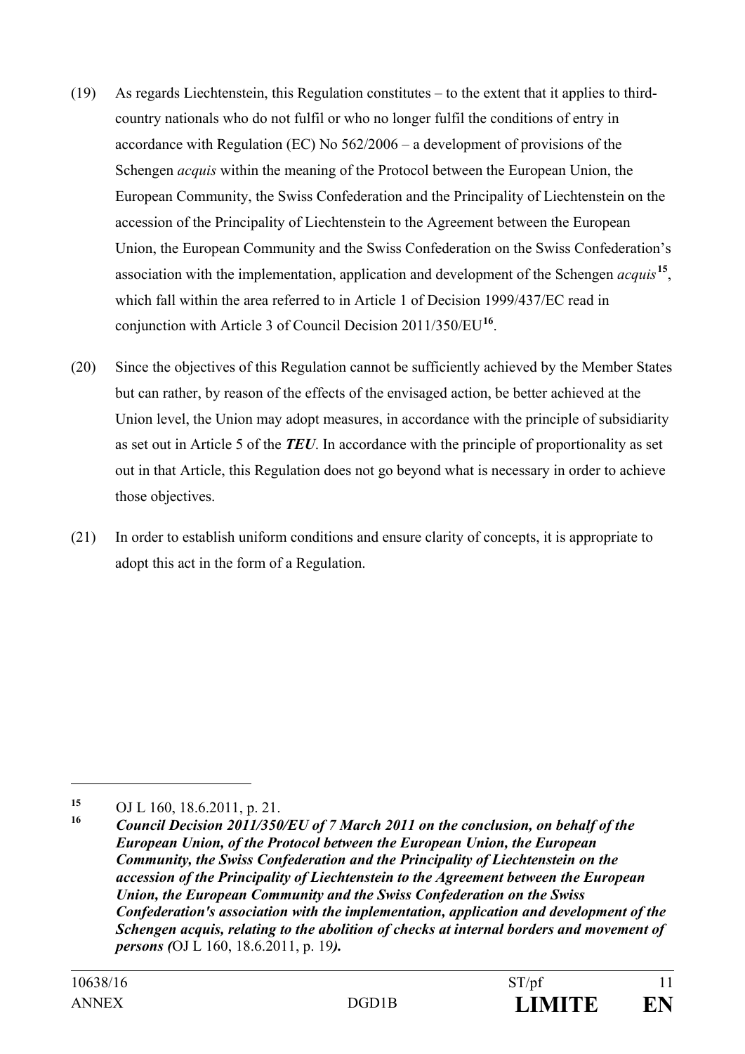(19) As regards Liechtenstein, this Regulation constitutes – to the extent that it applies to third-country nationals who do not fulfil or who no longer fulfil the conditions of entry in accordance with Regulation (EC) No 562/2006 – a development of provisions of the Schengen *acquis* within the meaning of the Protocol between the European Union, the European Community, the Swiss Confederation and the Principality of Liechtenstein on the accession of the Principality of Liechtenstein to the Agreement between the European Union, the European Community and the Swiss Confederation on the Swiss Confederation's association with the implementation, application and development of the Schengen *acquis*[15], which fall within the area referred to in Article 1 of Decision 1999/437/EC read in conjunction with Article 3 of Council Decision 2011/350/EU[16].

(20) Since the objectives of this Regulation cannot be sufficiently achieved by the Member States but can rather, by reason of the effects of the envisaged action, be better achieved at the Union level, the Union may adopt measures, in accordance with the principle of subsidiarity as set out in Article 5 of the ***TEU***. In accordance with the principle of proportionality as set out in that Article, this Regulation does not go beyond what is necessary in order to achieve those objectives.

(21) In order to establish uniform conditions and ensure clarity of concepts, it is appropriate to adopt this act in the form of a Regulation.

---

[15] OJ L 160, 18.6.2011, p. 21.

[16] ***Council Decision 2011/350/EU of 7 March 2011 on the conclusion, on behalf of the European Union, of the Protocol between the European Union, the European Community, the Swiss Confederation and the Principality of Liechtenstein on the accession of the Principality of Liechtenstein to the Agreement between the European Union, the European Community and the Swiss Confederation on the Swiss Confederation's association with the implementation, application and development of the Schengen acquis, relating to the abolition of checks at internal borders and movement of persons (***OJ L 160, 18.6.2011, p. 19***).***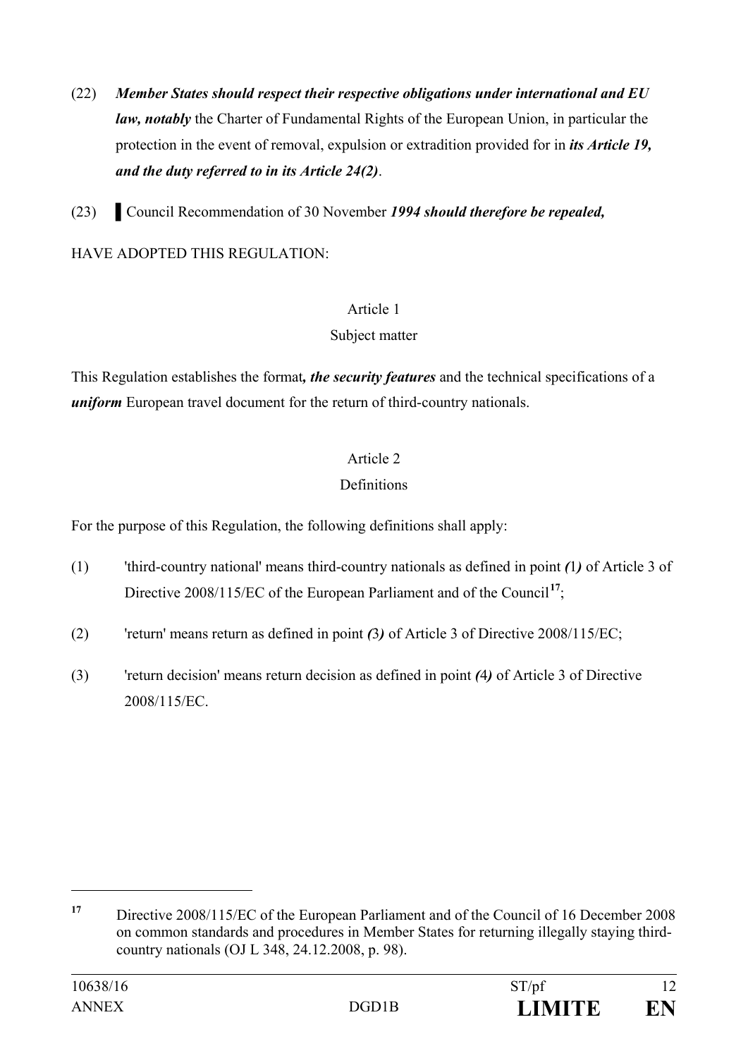(22) ***Member States should respect their respective obligations under international and EU law, notably*** the Charter of Fundamental Rights of the European Union, in particular the protection in the event of removal, expulsion or extradition provided for in ***its Article 19, and the duty referred to in its Article 24(2)***.

(23) ▌Council Recommendation of 30 November ***1994 should therefore be repealed,***

HAVE ADOPTED THIS REGULATION:

Article 1

Subject matter

This Regulation establishes the format***, the security features*** and the technical specifications of a ***uniform*** European travel document for the return of third-country nationals.

Article 2

Definitions

For the purpose of this Regulation, the following definitions shall apply:

(1) 'third-country national' means third-country nationals as defined in point ***(***1***)*** of Article 3 of Directive 2008/115/EC of the European Parliament and of the Council[17];

(2) 'return' means return as defined in point ***(***3***)*** of Article 3 of Directive 2008/115/EC;

(3) 'return decision' means return decision as defined in point ***(***4***)*** of Article 3 of Directive 2008/115/EC.

---

[17] Directive 2008/115/EC of the European Parliament and of the Council of 16 December 2008 on common standards and procedures in Member States for returning illegally staying third-country nationals (OJ L 348, 24.12.2008, p. 98).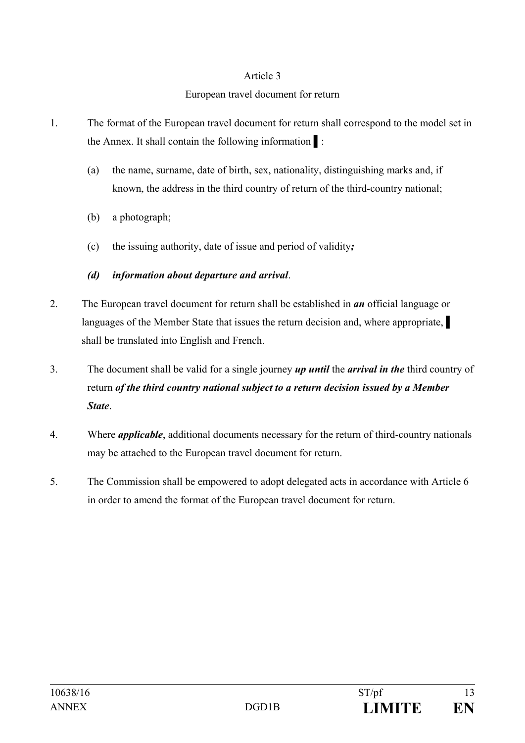Article 3

European travel document for return

1. The format of the European travel document for return shall correspond to the model set in the Annex. It shall contain the following information ▌:

   (a) the name, surname, date of birth, sex, nationality, distinguishing marks and, if known, the address in the third country of return of the third-country national;

   (b) a photograph;

   (c) the issuing authority, date of issue and period of validity***;***

   ***(d) information about departure and arrival***.

2. The European travel document for return shall be established in ***an*** official language or languages of the Member State that issues the return decision and, where appropriate, ▌ shall be translated into English and French.

3. The document shall be valid for a single journey ***up until*** the ***arrival in the*** third country of return ***of the third country national subject to a return decision issued by a Member State***.

4. Where ***applicable***, additional documents necessary for the return of third-country nationals may be attached to the European travel document for return.

5. The Commission shall be empowered to adopt delegated acts in accordance with Article 6 in order to amend the format of the European travel document for return.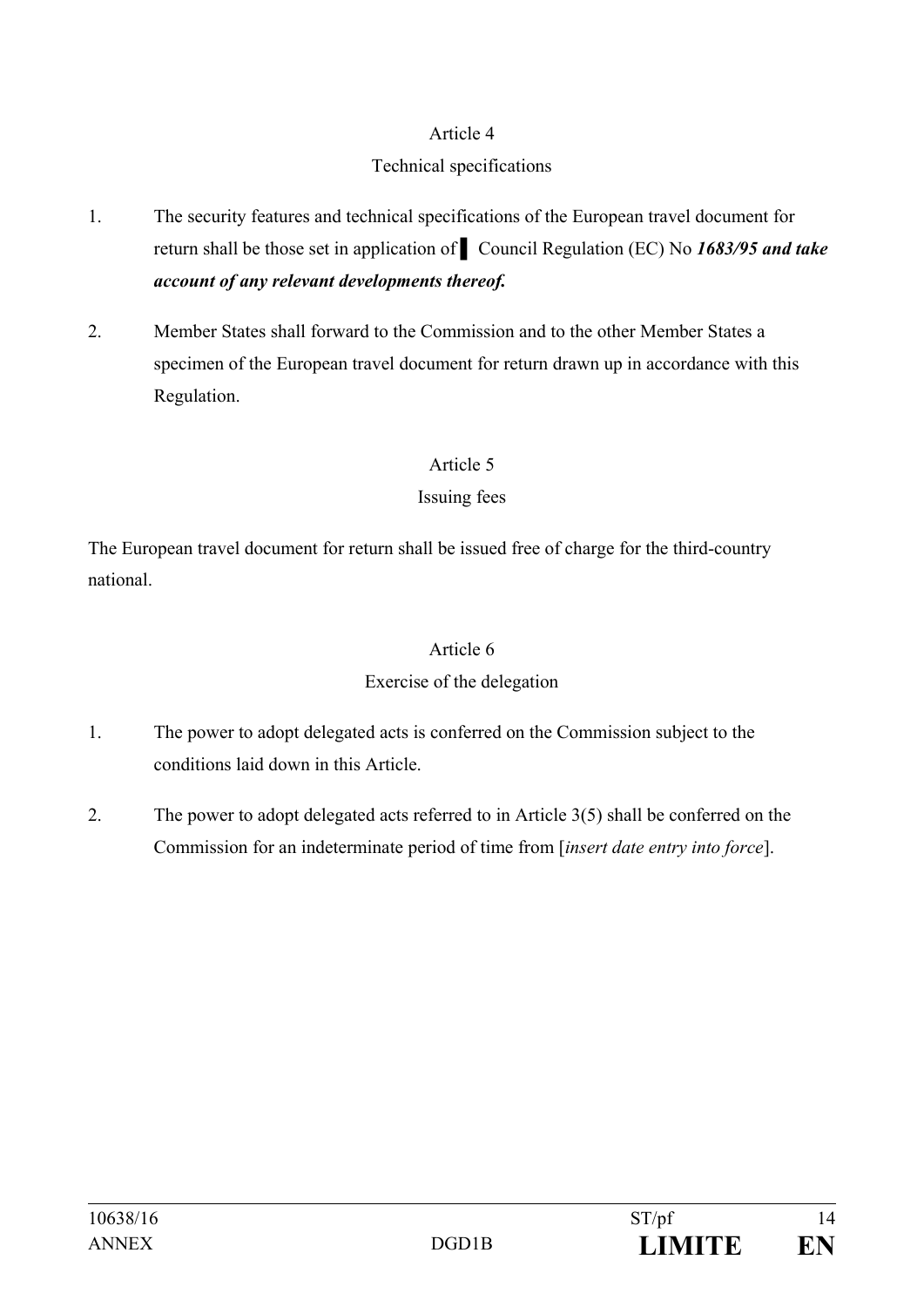Article 4

Technical specifications

1. The security features and technical specifications of the European travel document for return shall be those set in application of ▌ Council Regulation (EC) No ***1683/95 and take account of any relevant developments thereof.***

2. Member States shall forward to the Commission and to the other Member States a specimen of the European travel document for return drawn up in accordance with this Regulation.

Article 5

Issuing fees

The European travel document for return shall be issued free of charge for the third-country national.

Article 6

Exercise of the delegation

1. The power to adopt delegated acts is conferred on the Commission subject to the conditions laid down in this Article.

2. The power to adopt delegated acts referred to in Article 3(5) shall be conferred on the Commission for an indeterminate period of time from [*insert date entry into force*].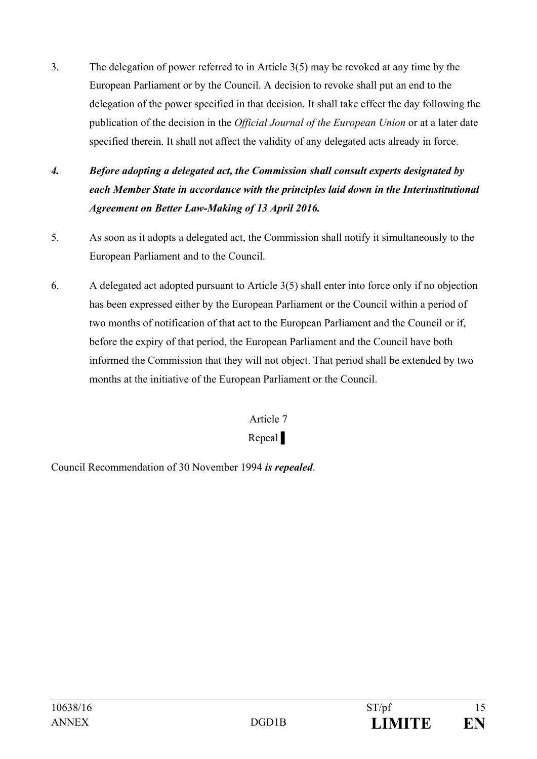3. The delegation of power referred to in Article 3(5) may be revoked at any time by the European Parliament or by the Council. A decision to revoke shall put an end to the delegation of the power specified in that decision. It shall take effect the day following the publication of the decision in the *Official Journal of the European Union* or at a later date specified therein. It shall not affect the validity of any delegated acts already in force.

***4. Before adopting a delegated act, the Commission shall consult experts designated by each Member State in accordance with the principles laid down in the Interinstitutional Agreement on Better Law-Making of 13 April 2016.***

5. As soon as it adopts a delegated act, the Commission shall notify it simultaneously to the European Parliament and to the Council.

6. A delegated act adopted pursuant to Article 3(5) shall enter into force only if no objection has been expressed either by the European Parliament or the Council within a period of two months of notification of that act to the European Parliament and the Council or if, before the expiry of that period, the European Parliament and the Council have both informed the Commission that they will not object. That period shall be extended by two months at the initiative of the European Parliament or the Council.

Article 7

Repeal ▌

Council Recommendation of 30 November 1994 ***is repealed***.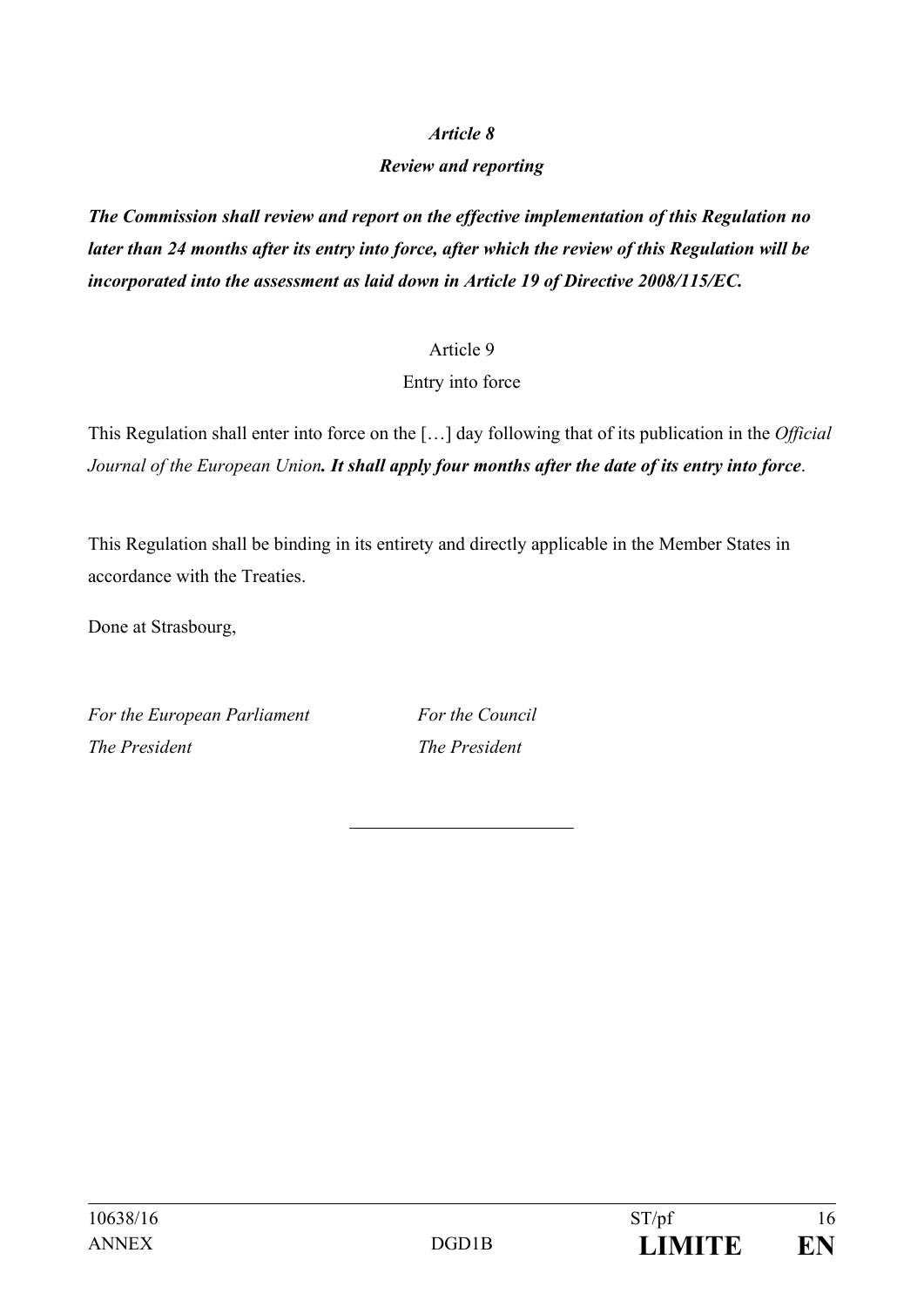***Article 8***

***Review and reporting***

***The Commission shall review and report on the effective implementation of this Regulation no later than 24 months after its entry into force, after which the review of this Regulation will be incorporated into the assessment as laid down in Article 19 of Directive 2008/115/EC.***

Article 9

Entry into force

This Regulation shall enter into force on the […] day following that of its publication in the *Official Journal of the European Union**. It shall apply four months after the date of its entry into force***.

This Regulation shall be binding in its entirety and directly applicable in the Member States in accordance with the Treaties.

Done at Strasbourg,

*For the European Parliament* *For the Council*

*The President* *The President*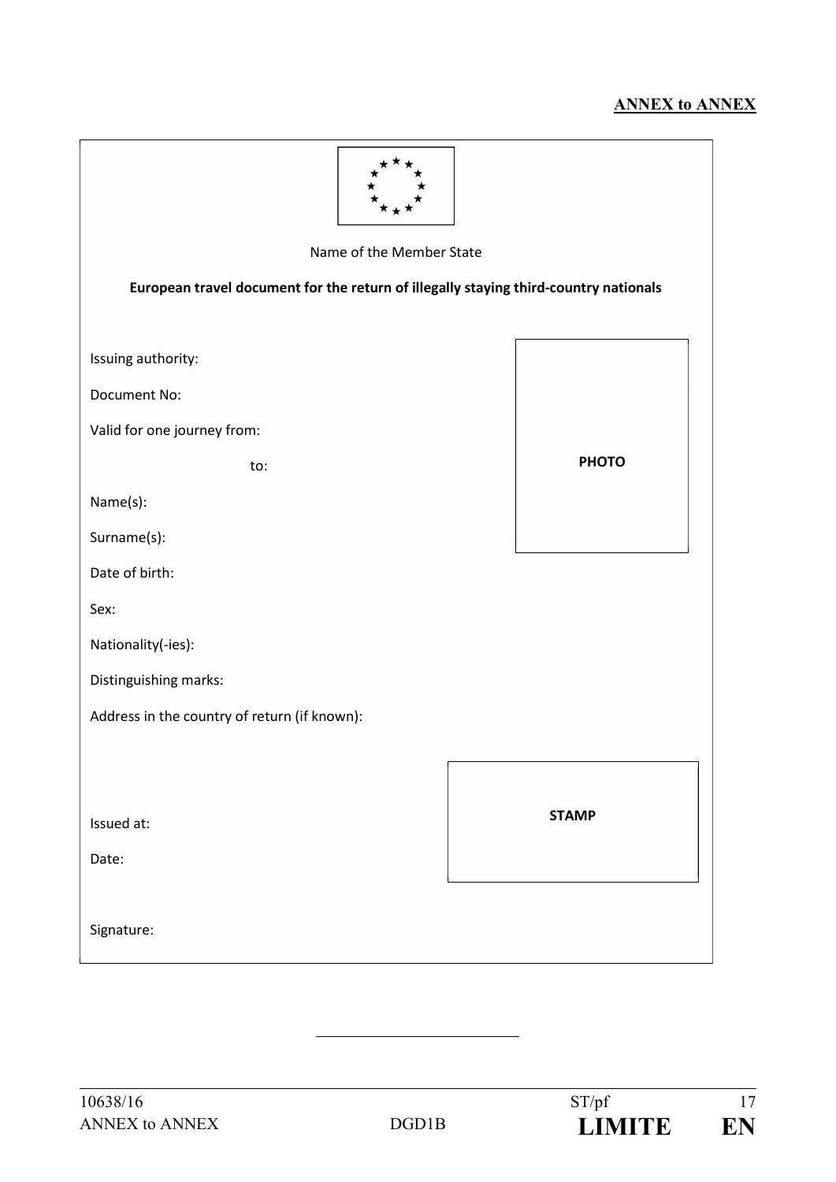**ANNEX to ANNEX**

Name of the Member State

**European travel document for the return of illegally staying third-country nationals**

Issuing authority:

Document No:

Valid for one journey from:

to:

**PHOTO**

Name(s):

Surname(s):

Date of birth:

Sex:

Nationality(-ies):

Distinguishing marks:

Address in the country of return (if known):

Issued at:

Date:

**STAMP**

Signature: